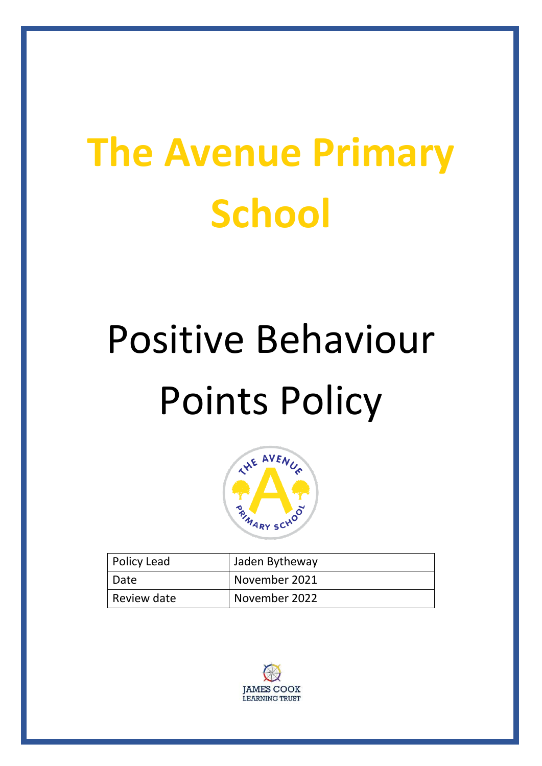# The Avenue Primary School

# Positive Behaviour Points Policy

| Policy Lead | Jaden Bytheway |
|---|---|
| Date | November 2021 |
| Review date | November 2022 |

JAMES COOK LEARNING TRUST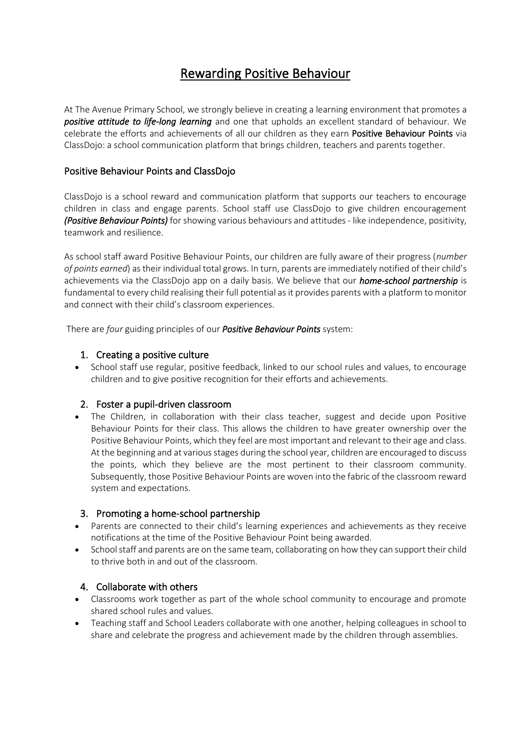# Rewarding Positive Behaviour

At The Avenue Primary School, we strongly believe in creating a learning environment that promotes a ***positive attitude to life-long learning*** and one that upholds an excellent standard of behaviour. We celebrate the efforts and achievements of all our children as they earn **Positive Behaviour Points** via ClassDojo: a school communication platform that brings children, teachers and parents together.

## Positive Behaviour Points and ClassDojo

ClassDojo is a school reward and communication platform that supports our teachers to encourage children in class and engage parents. School staff use ClassDojo to give children encouragement ***(Positive Behaviour Points)*** for showing various behaviours and attitudes - like independence, positivity, teamwork and resilience.

As school staff award Positive Behaviour Points, our children are fully aware of their progress (*number of points earned*) as their individual total grows. In turn, parents are immediately notified of their child's achievements via the ClassDojo app on a daily basis. We believe that our ***home-school partnership*** is fundamental to every child realising their full potential as it provides parents with a platform to monitor and connect with their child's classroom experiences.

There are *four* guiding principles of our ***Positive Behaviour Points*** system:

### 1. Creating a positive culture

- School staff use regular, positive feedback, linked to our school rules and values, to encourage children and to give positive recognition for their efforts and achievements.

### 2. Foster a pupil-driven classroom

- The Children, in collaboration with their class teacher, suggest and decide upon Positive Behaviour Points for their class. This allows the children to have greater ownership over the Positive Behaviour Points, which they feel are most important and relevant to their age and class. At the beginning and at various stages during the school year, children are encouraged to discuss the points, which they believe are the most pertinent to their classroom community. Subsequently, those Positive Behaviour Points are woven into the fabric of the classroom reward system and expectations.

### 3. Promoting a home-school partnership

- Parents are connected to their child's learning experiences and achievements as they receive notifications at the time of the Positive Behaviour Point being awarded.
- School staff and parents are on the same team, collaborating on how they can support their child to thrive both in and out of the classroom.

### 4. Collaborate with others

- Classrooms work together as part of the whole school community to encourage and promote shared school rules and values.
- Teaching staff and School Leaders collaborate with one another, helping colleagues in school to share and celebrate the progress and achievement made by the children through assemblies.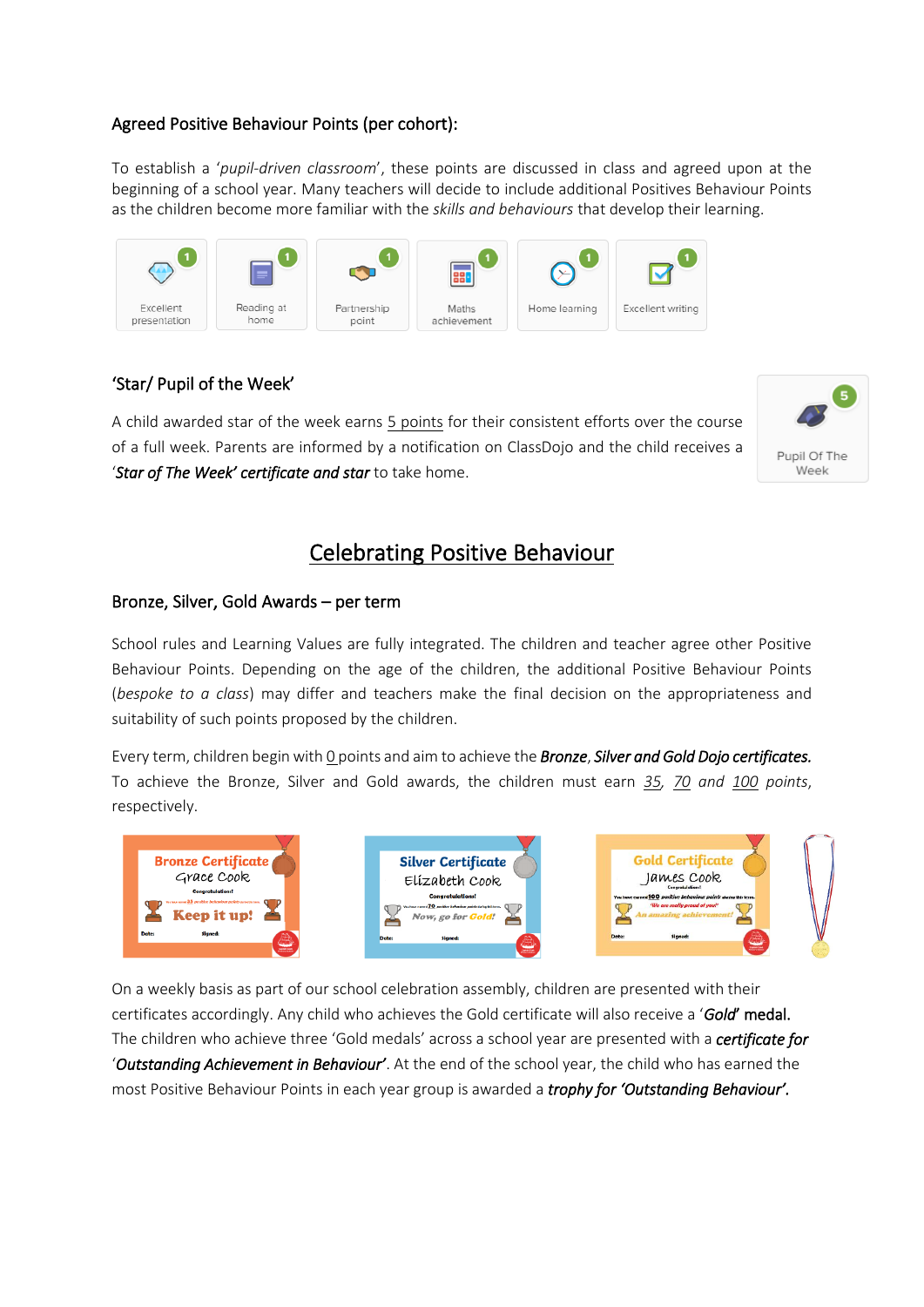### Agreed Positive Behaviour Points (per cohort):

To establish a '*pupil-driven classroom*', these points are discussed in class and agreed upon at the beginning of a school year. Many teachers will decide to include additional Positives Behaviour Points as the children become more familiar with the *skills and behaviours* that develop their learning.

| Excellent presentation (1) | Reading at home (1) | Partnership point (1) | Maths achievement (1) | Home learning (1) | Excellent writing (1) |
|---|---|---|---|---|---|

### 'Star/ Pupil of the Week'

A child awarded star of the week earns 5 points for their consistent efforts over the course of a full week. Parents are informed by a notification on ClassDojo and the child receives a '*Star of The Week' certificate and star* to take home.

Pupil Of The Week (5)

## Celebrating Positive Behaviour

### Bronze, Silver, Gold Awards – per term

School rules and Learning Values are fully integrated. The children and teacher agree other Positive Behaviour Points. Depending on the age of the children, the additional Positive Behaviour Points (*bespoke to a class*) may differ and teachers make the final decision on the appropriateness and suitability of such points proposed by the children.

Every term, children begin with 0 points and aim to achieve the ***Bronze**, **Silver and Gold Dojo certificates.*** To achieve the Bronze, Silver and Gold awards, the children must earn *35, 70 and 100 points*, respectively.

Bronze Certificate — Grace Cook — Congratulations! — Keep it up!

Silver Certificate — Elizabeth Cook — Congratulations! — Now, go for Gold!

Gold Certificate — James Cook — Congratulations! — "We are really proud of you!" An amazing achievement!

On a weekly basis as part of our school celebration assembly, children are presented with their certificates accordingly. Any child who achieves the Gold certificate will also receive a '*Gold*' medal. The children who achieve three 'Gold medals' across a school year are presented with a ***certificate for 'Outstanding Achievement in Behaviour'***. At the end of the school year, the child who has earned the most Positive Behaviour Points in each year group is awarded a ***trophy for 'Outstanding Behaviour'***.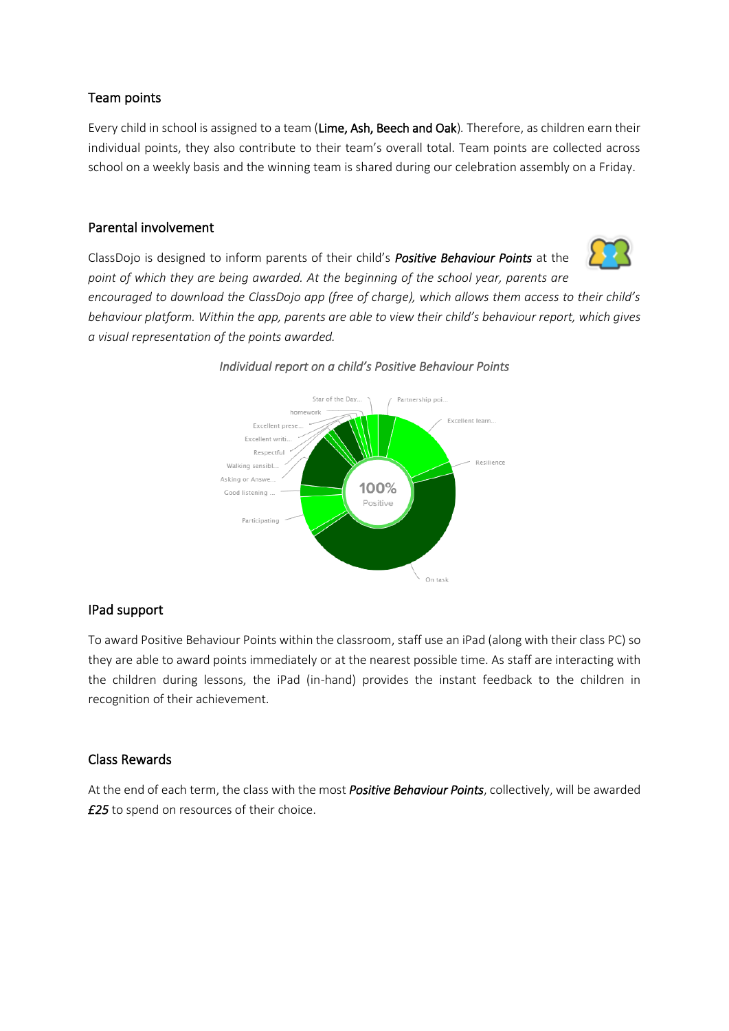## Team points

Every child in school is assigned to a team (**Lime, Ash, Beech and Oak**). Therefore, as children earn their individual points, they also contribute to their team's overall total. Team points are collected across school on a weekly basis and the winning team is shared during our celebration assembly on a Friday.

## Parental involvement

ClassDojo is designed to inform parents of their child's ***Positive Behaviour Points*** at the *point of which they are being awarded. At the beginning of the school year, parents are encouraged to download the ClassDojo app (free of charge), which allows them access to their child's behaviour platform. Within the app, parents are able to view their child's behaviour report, which gives a visual representation of the points awarded.*

*Individual report on a child's Positive Behaviour Points*

Star of the Day...
Partnership poi...
homework
Excellent learn...
Excellent prese...
Excellent writi...
Respectful
Resilience
Walking sensibl...
Asking or Answe...
Good listening ...
100%
Positive
Participating
On task

## IPad support

To award Positive Behaviour Points within the classroom, staff use an iPad (along with their class PC) so they are able to award points immediately or at the nearest possible time. As staff are interacting with the children during lessons, the iPad (in-hand) provides the instant feedback to the children in recognition of their achievement.

## Class Rewards

At the end of each term, the class with the most ***Positive Behaviour Points***, collectively, will be awarded ***£25*** to spend on resources of their choice.